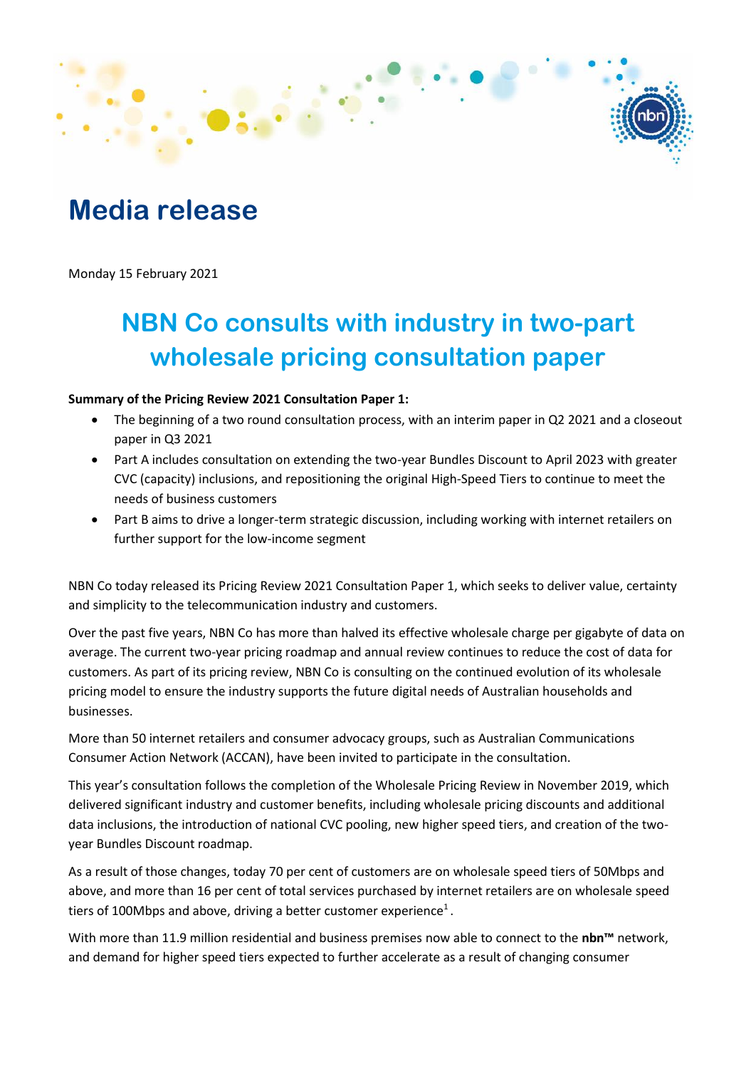# Media release

Monday 15 February 2021

## NBN Co consults with industry in two-part wholesale pricing consultation paper

**Summary of the Pricing Review 2021 Consultation Paper 1:**

- The beginning of a two round consultation process, with an interim paper in Q2 2021 and a closeout paper in Q3 2021
- Part A includes consultation on extending the two-year Bundles Discount to April 2023 with greater CVC (capacity) inclusions, and repositioning the original High-Speed Tiers to continue to meet the needs of business customers
- Part B aims to drive a longer-term strategic discussion, including working with internet retailers on further support for the low-income segment

NBN Co today released its Pricing Review 2021 Consultation Paper 1, which seeks to deliver value, certainty and simplicity to the telecommunication industry and customers.

Over the past five years, NBN Co has more than halved its effective wholesale charge per gigabyte of data on average. The current two-year pricing roadmap and annual review continues to reduce the cost of data for customers. As part of its pricing review, NBN Co is consulting on the continued evolution of its wholesale pricing model to ensure the industry supports the future digital needs of Australian households and businesses.

More than 50 internet retailers and consumer advocacy groups, such as Australian Communications Consumer Action Network (ACCAN), have been invited to participate in the consultation.

This year's consultation follows the completion of the Wholesale Pricing Review in November 2019, which delivered significant industry and customer benefits, including wholesale pricing discounts and additional data inclusions, the introduction of national CVC pooling, new higher speed tiers, and creation of the two-year Bundles Discount roadmap.

As a result of those changes, today 70 per cent of customers are on wholesale speed tiers of 50Mbps and above, and more than 16 per cent of total services purchased by internet retailers are on wholesale speed tiers of 100Mbps and above, driving a better customer experience[1].

With more than 11.9 million residential and business premises now able to connect to the **nbn™** network, and demand for higher speed tiers expected to further accelerate as a result of changing consumer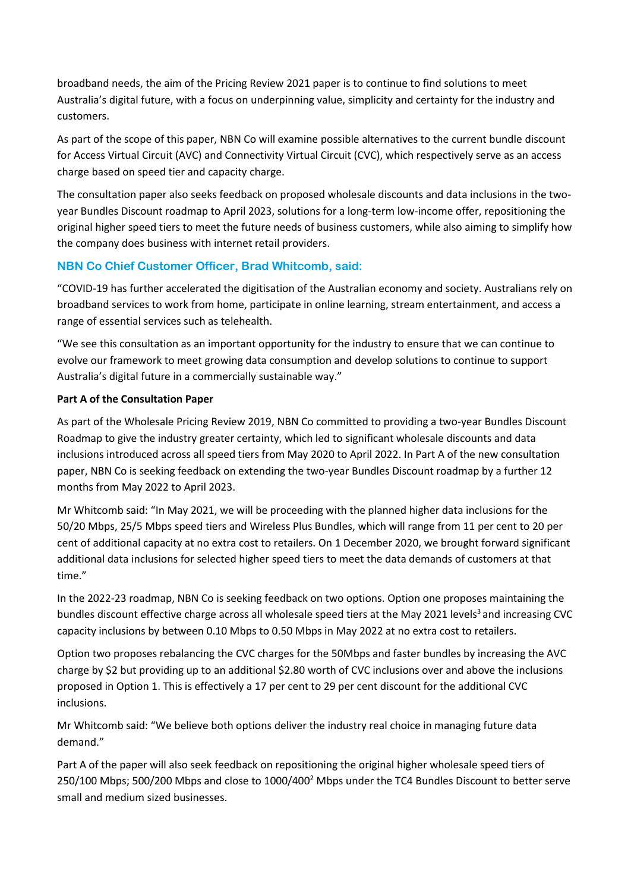broadband needs, the aim of the Pricing Review 2021 paper is to continue to find solutions to meet Australia's digital future, with a focus on underpinning value, simplicity and certainty for the industry and customers.

As part of the scope of this paper, NBN Co will examine possible alternatives to the current bundle discount for Access Virtual Circuit (AVC) and Connectivity Virtual Circuit (CVC), which respectively serve as an access charge based on speed tier and capacity charge.

The consultation paper also seeks feedback on proposed wholesale discounts and data inclusions in the two-year Bundles Discount roadmap to April 2023, solutions for a long-term low-income offer, repositioning the original higher speed tiers to meet the future needs of business customers, while also aiming to simplify how the company does business with internet retail providers.

### NBN Co Chief Customer Officer, Brad Whitcomb, said:

"COVID-19 has further accelerated the digitisation of the Australian economy and society. Australians rely on broadband services to work from home, participate in online learning, stream entertainment, and access a range of essential services such as telehealth.

"We see this consultation as an important opportunity for the industry to ensure that we can continue to evolve our framework to meet growing data consumption and develop solutions to continue to support Australia's digital future in a commercially sustainable way."

**Part A of the Consultation Paper**

As part of the Wholesale Pricing Review 2019, NBN Co committed to providing a two-year Bundles Discount Roadmap to give the industry greater certainty, which led to significant wholesale discounts and data inclusions introduced across all speed tiers from May 2020 to April 2022. In Part A of the new consultation paper, NBN Co is seeking feedback on extending the two-year Bundles Discount roadmap by a further 12 months from May 2022 to April 2023.

Mr Whitcomb said: "In May 2021, we will be proceeding with the planned higher data inclusions for the 50/20 Mbps, 25/5 Mbps speed tiers and Wireless Plus Bundles, which will range from 11 per cent to 20 per cent of additional capacity at no extra cost to retailers. On 1 December 2020, we brought forward significant additional data inclusions for selected higher speed tiers to meet the data demands of customers at that time."

In the 2022-23 roadmap, NBN Co is seeking feedback on two options. Option one proposes maintaining the bundles discount effective charge across all wholesale speed tiers at the May 2021 levels[3] and increasing CVC capacity inclusions by between 0.10 Mbps to 0.50 Mbps in May 2022 at no extra cost to retailers.

Option two proposes rebalancing the CVC charges for the 50Mbps and faster bundles by increasing the AVC charge by $2 but providing up to an additional $2.80 worth of CVC inclusions over and above the inclusions proposed in Option 1. This is effectively a 17 per cent to 29 per cent discount for the additional CVC inclusions.

Mr Whitcomb said: "We believe both options deliver the industry real choice in managing future data demand."

Part A of the paper will also seek feedback on repositioning the original higher wholesale speed tiers of 250/100 Mbps; 500/200 Mbps and close to 1000/400[2] Mbps under the TC4 Bundles Discount to better serve small and medium sized businesses.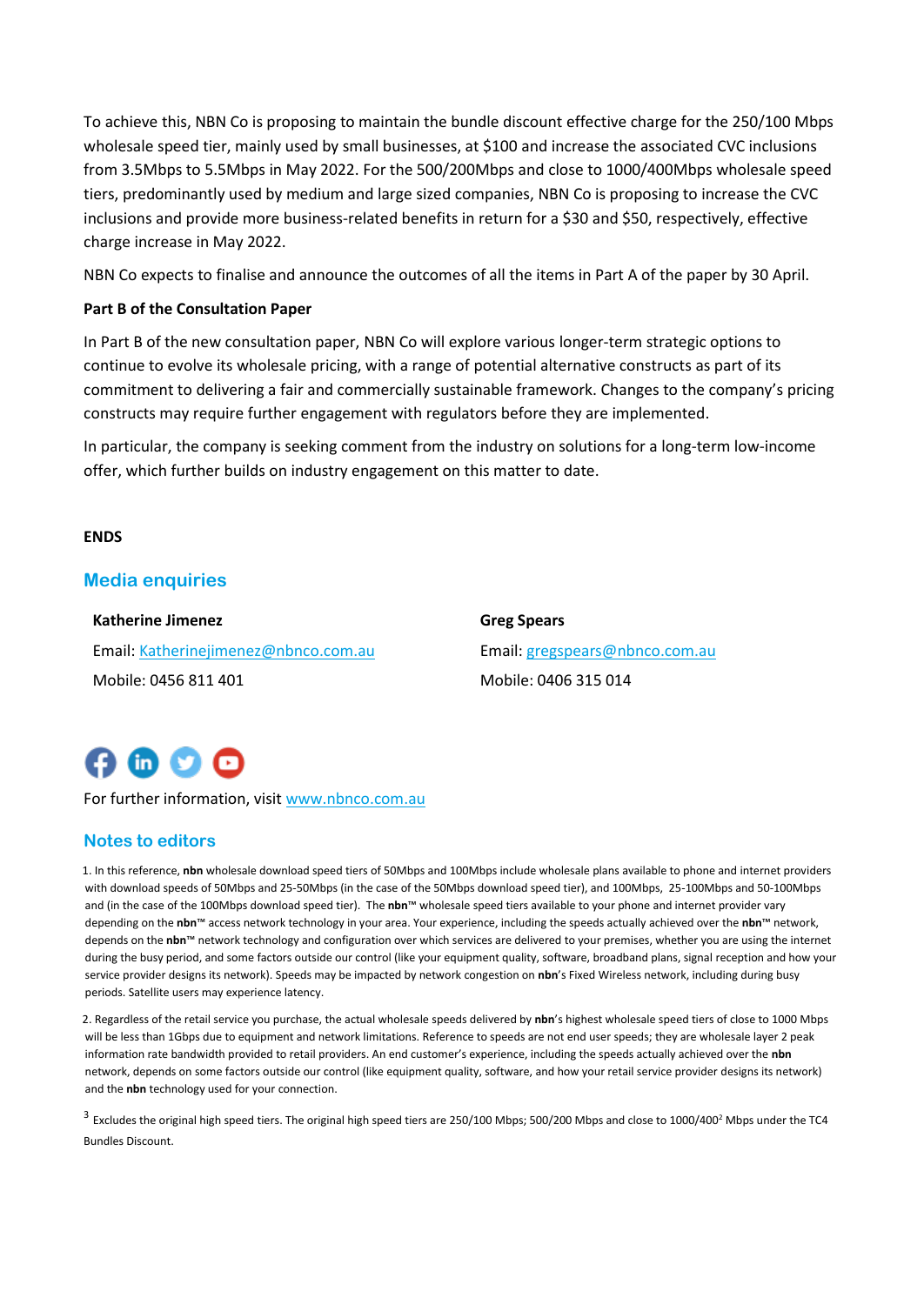To achieve this, NBN Co is proposing to maintain the bundle discount effective charge for the 250/100 Mbps wholesale speed tier, mainly used by small businesses, at $100 and increase the associated CVC inclusions from 3.5Mbps to 5.5Mbps in May 2022. For the 500/200Mbps and close to 1000/400Mbps wholesale speed tiers, predominantly used by medium and large sized companies, NBN Co is proposing to increase the CVC inclusions and provide more business-related benefits in return for a $30 and $50, respectively, effective charge increase in May 2022.

NBN Co expects to finalise and announce the outcomes of all the items in Part A of the paper by 30 April.

**Part B of the Consultation Paper**

In Part B of the new consultation paper, NBN Co will explore various longer-term strategic options to continue to evolve its wholesale pricing, with a range of potential alternative constructs as part of its commitment to delivering a fair and commercially sustainable framework. Changes to the company's pricing constructs may require further engagement with regulators before they are implemented.

In particular, the company is seeking comment from the industry on solutions for a long-term low-income offer, which further builds on industry engagement on this matter to date.

**ENDS**

## Media enquiries

**Katherine Jimenez**
Email: Katherinejimenez@nbnco.com.au
Mobile: 0456 811 401

**Greg Spears**
Email: gregspears@nbnco.com.au
Mobile: 0406 315 014

For further information, visit www.nbnco.com.au

## Notes to editors

1. In this reference, **nbn** wholesale download speed tiers of 50Mbps and 100Mbps include wholesale plans available to phone and internet providers with download speeds of 50Mbps and 25-50Mbps (in the case of the 50Mbps download speed tier), and 100Mbps, 25-100Mbps and 50-100Mbps and (in the case of the 100Mbps download speed tier). The **nbn**™ wholesale speed tiers available to your phone and internet provider vary depending on the **nbn**™ access network technology in your area. Your experience, including the speeds actually achieved over the **nbn**™ network, depends on the **nbn**™ network technology and configuration over which services are delivered to your premises, whether you are using the internet during the busy period, and some factors outside our control (like your equipment quality, software, broadband plans, signal reception and how your service provider designs its network). Speeds may be impacted by network congestion on **nbn**'s Fixed Wireless network, including during busy periods. Satellite users may experience latency.

2. Regardless of the retail service you purchase, the actual wholesale speeds delivered by **nbn**'s highest wholesale speed tiers of close to 1000 Mbps will be less than 1Gbps due to equipment and network limitations. Reference to speeds are not end user speeds; they are wholesale layer 2 peak information rate bandwidth provided to retail providers. An end customer's experience, including the speeds actually achieved over the **nbn** network, depends on some factors outside our control (like equipment quality, software, and how your retail service provider designs its network) and the **nbn** technology used for your connection.

[3] Excludes the original high speed tiers. The original high speed tiers are 250/100 Mbps; 500/200 Mbps and close to 1000/400[2] Mbps under the TC4 Bundles Discount.